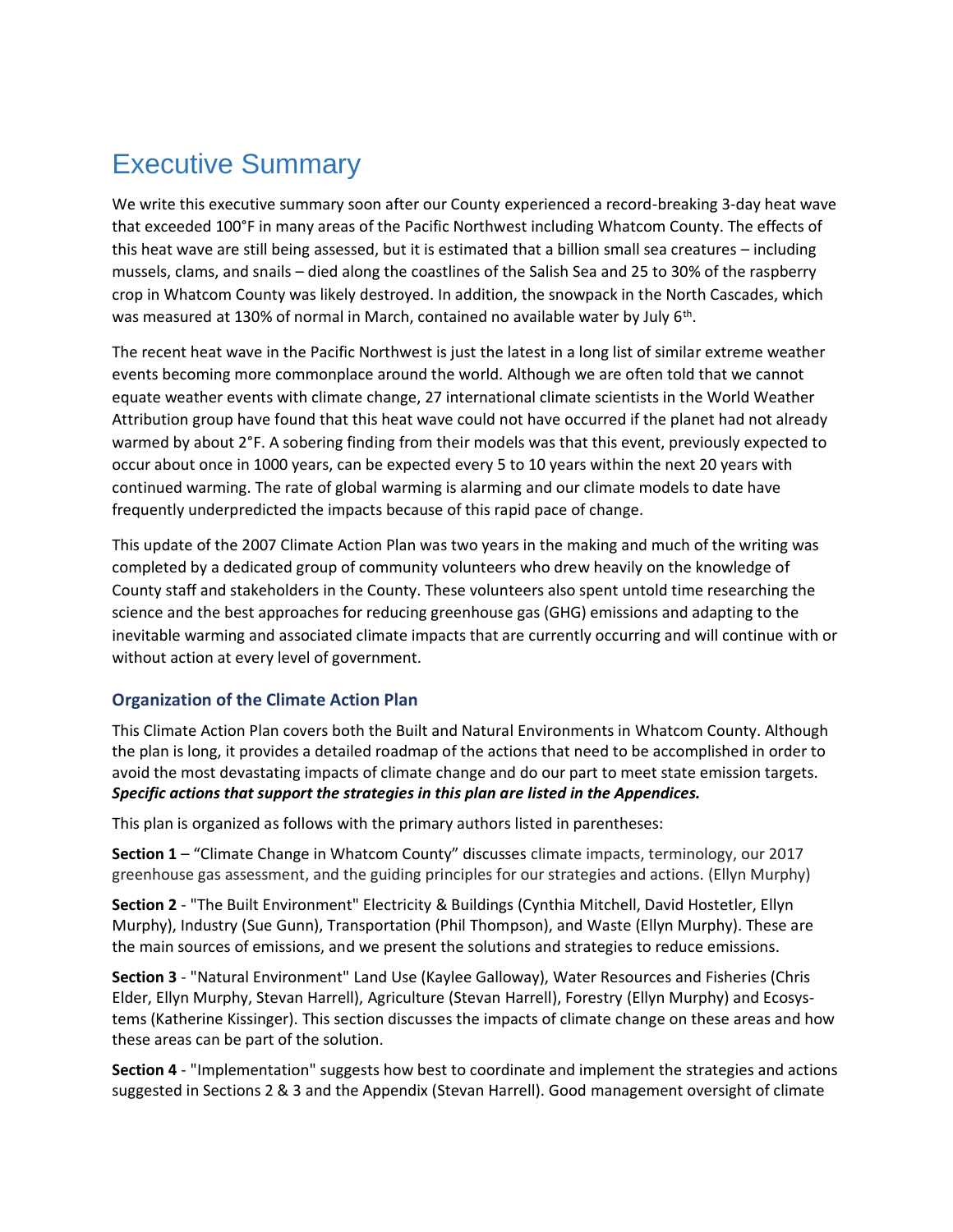# Executive Summary

We write this executive summary soon after our County experienced a record-breaking 3-day heat wave that exceeded 100°F in many areas of the Pacific Northwest including Whatcom County. The effects of this heat wave are still being assessed, but it is estimated that a billion small sea creatures – including mussels, clams, and snails – died along the coastlines of the Salish Sea and 25 to 30% of the raspberry crop in Whatcom County was likely destroyed. In addition, the snowpack in the North Cascades, which was measured at 130% of normal in March, contained no available water by July 6th.

The recent heat wave in the Pacific Northwest is just the latest in a long list of similar extreme weather events becoming more commonplace around the world. Although we are often told that we cannot equate weather events with climate change, 27 international climate scientists in the World Weather Attribution group have found that this heat wave could not have occurred if the planet had not already warmed by about 2°F. A sobering finding from their models was that this event, previously expected to occur about once in 1000 years, can be expected every 5 to 10 years within the next 20 years with continued warming. The rate of global warming is alarming and our climate models to date have frequently underpredicted the impacts because of this rapid pace of change.

This update of the 2007 Climate Action Plan was two years in the making and much of the writing was completed by a dedicated group of community volunteers who drew heavily on the knowledge of County staff and stakeholders in the County. These volunteers also spent untold time researching the science and the best approaches for reducing greenhouse gas (GHG) emissions and adapting to the inevitable warming and associated climate impacts that are currently occurring and will continue with or without action at every level of government.

### Organization of the Climate Action Plan

This Climate Action Plan covers both the Built and Natural Environments in Whatcom County. Although the plan is long, it provides a detailed roadmap of the actions that need to be accomplished in order to avoid the most devastating impacts of climate change and do our part to meet state emission targets. ***Specific actions that support the strategies in this plan are listed in the Appendices.***

This plan is organized as follows with the primary authors listed in parentheses:

**Section 1** – "Climate Change in Whatcom County" discusses climate impacts, terminology, our 2017 greenhouse gas assessment, and the guiding principles for our strategies and actions. (Ellyn Murphy)

**Section 2** - "The Built Environment" Electricity & Buildings (Cynthia Mitchell, David Hostetler, Ellyn Murphy), Industry (Sue Gunn), Transportation (Phil Thompson), and Waste (Ellyn Murphy). These are the main sources of emissions, and we present the solutions and strategies to reduce emissions.

**Section 3** - "Natural Environment" Land Use (Kaylee Galloway), Water Resources and Fisheries (Chris Elder, Ellyn Murphy, Stevan Harrell), Agriculture (Stevan Harrell), Forestry (Ellyn Murphy) and Ecosystems (Katherine Kissinger). This section discusses the impacts of climate change on these areas and how these areas can be part of the solution.

**Section 4** - "Implementation" suggests how best to coordinate and implement the strategies and actions suggested in Sections 2 & 3 and the Appendix (Stevan Harrell). Good management oversight of climate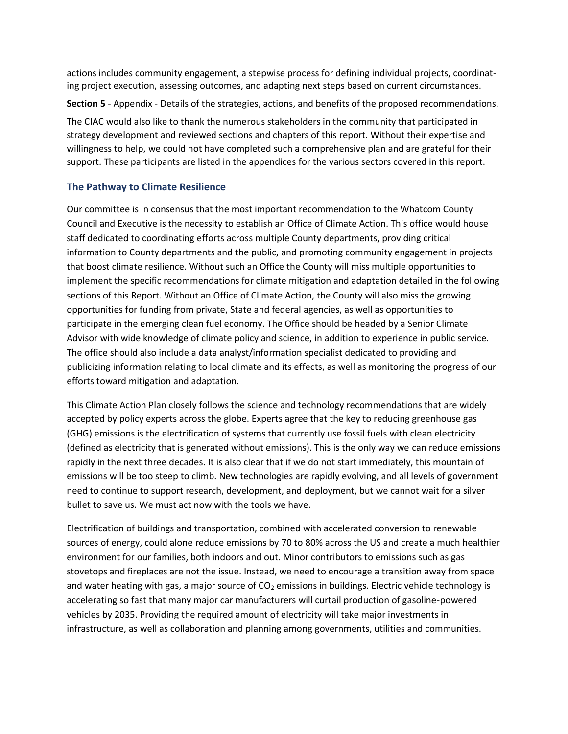actions includes community engagement, a stepwise process for defining individual projects, coordinating project execution, assessing outcomes, and adapting next steps based on current circumstances.

**Section 5** - Appendix - Details of the strategies, actions, and benefits of the proposed recommendations.

The CIAC would also like to thank the numerous stakeholders in the community that participated in strategy development and reviewed sections and chapters of this report. Without their expertise and willingness to help, we could not have completed such a comprehensive plan and are grateful for their support. These participants are listed in the appendices for the various sectors covered in this report.

### The Pathway to Climate Resilience

Our committee is in consensus that the most important recommendation to the Whatcom County Council and Executive is the necessity to establish an Office of Climate Action. This office would house staff dedicated to coordinating efforts across multiple County departments, providing critical information to County departments and the public, and promoting community engagement in projects that boost climate resilience. Without such an Office the County will miss multiple opportunities to implement the specific recommendations for climate mitigation and adaptation detailed in the following sections of this Report. Without an Office of Climate Action, the County will also miss the growing opportunities for funding from private, State and federal agencies, as well as opportunities to participate in the emerging clean fuel economy. The Office should be headed by a Senior Climate Advisor with wide knowledge of climate policy and science, in addition to experience in public service. The office should also include a data analyst/information specialist dedicated to providing and publicizing information relating to local climate and its effects, as well as monitoring the progress of our efforts toward mitigation and adaptation.

This Climate Action Plan closely follows the science and technology recommendations that are widely accepted by policy experts across the globe. Experts agree that the key to reducing greenhouse gas (GHG) emissions is the electrification of systems that currently use fossil fuels with clean electricity (defined as electricity that is generated without emissions). This is the only way we can reduce emissions rapidly in the next three decades. It is also clear that if we do not start immediately, this mountain of emissions will be too steep to climb. New technologies are rapidly evolving, and all levels of government need to continue to support research, development, and deployment, but we cannot wait for a silver bullet to save us. We must act now with the tools we have.

Electrification of buildings and transportation, combined with accelerated conversion to renewable sources of energy, could alone reduce emissions by 70 to 80% across the US and create a much healthier environment for our families, both indoors and out. Minor contributors to emissions such as gas stovetops and fireplaces are not the issue. Instead, we need to encourage a transition away from space and water heating with gas, a major source of $CO_2$ emissions in buildings. Electric vehicle technology is accelerating so fast that many major car manufacturers will curtail production of gasoline-powered vehicles by 2035. Providing the required amount of electricity will take major investments in infrastructure, as well as collaboration and planning among governments, utilities and communities.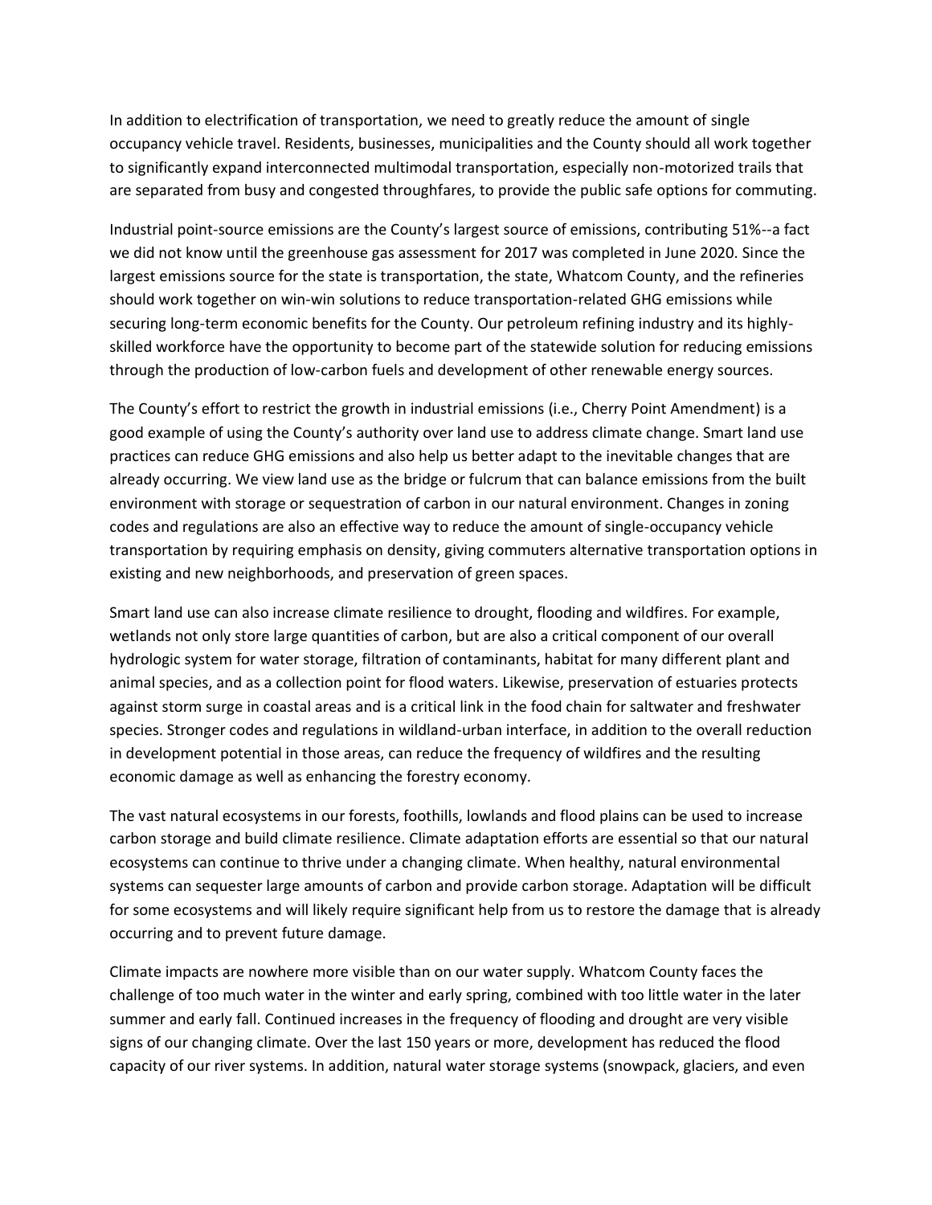In addition to electrification of transportation, we need to greatly reduce the amount of single occupancy vehicle travel. Residents, businesses, municipalities and the County should all work together to significantly expand interconnected multimodal transportation, especially non-motorized trails that are separated from busy and congested throughfares, to provide the public safe options for commuting.

Industrial point-source emissions are the County's largest source of emissions, contributing 51%--a fact we did not know until the greenhouse gas assessment for 2017 was completed in June 2020. Since the largest emissions source for the state is transportation, the state, Whatcom County, and the refineries should work together on win-win solutions to reduce transportation-related GHG emissions while securing long-term economic benefits for the County. Our petroleum refining industry and its highly-skilled workforce have the opportunity to become part of the statewide solution for reducing emissions through the production of low-carbon fuels and development of other renewable energy sources.

The County's effort to restrict the growth in industrial emissions (i.e., Cherry Point Amendment) is a good example of using the County's authority over land use to address climate change. Smart land use practices can reduce GHG emissions and also help us better adapt to the inevitable changes that are already occurring. We view land use as the bridge or fulcrum that can balance emissions from the built environment with storage or sequestration of carbon in our natural environment. Changes in zoning codes and regulations are also an effective way to reduce the amount of single-occupancy vehicle transportation by requiring emphasis on density, giving commuters alternative transportation options in existing and new neighborhoods, and preservation of green spaces.

Smart land use can also increase climate resilience to drought, flooding and wildfires. For example, wetlands not only store large quantities of carbon, but are also a critical component of our overall hydrologic system for water storage, filtration of contaminants, habitat for many different plant and animal species, and as a collection point for flood waters. Likewise, preservation of estuaries protects against storm surge in coastal areas and is a critical link in the food chain for saltwater and freshwater species. Stronger codes and regulations in wildland-urban interface, in addition to the overall reduction in development potential in those areas, can reduce the frequency of wildfires and the resulting economic damage as well as enhancing the forestry economy.

The vast natural ecosystems in our forests, foothills, lowlands and flood plains can be used to increase carbon storage and build climate resilience. Climate adaptation efforts are essential so that our natural ecosystems can continue to thrive under a changing climate. When healthy, natural environmental systems can sequester large amounts of carbon and provide carbon storage. Adaptation will be difficult for some ecosystems and will likely require significant help from us to restore the damage that is already occurring and to prevent future damage.

Climate impacts are nowhere more visible than on our water supply. Whatcom County faces the challenge of too much water in the winter and early spring, combined with too little water in the later summer and early fall. Continued increases in the frequency of flooding and drought are very visible signs of our changing climate. Over the last 150 years or more, development has reduced the flood capacity of our river systems. In addition, natural water storage systems (snowpack, glaciers, and even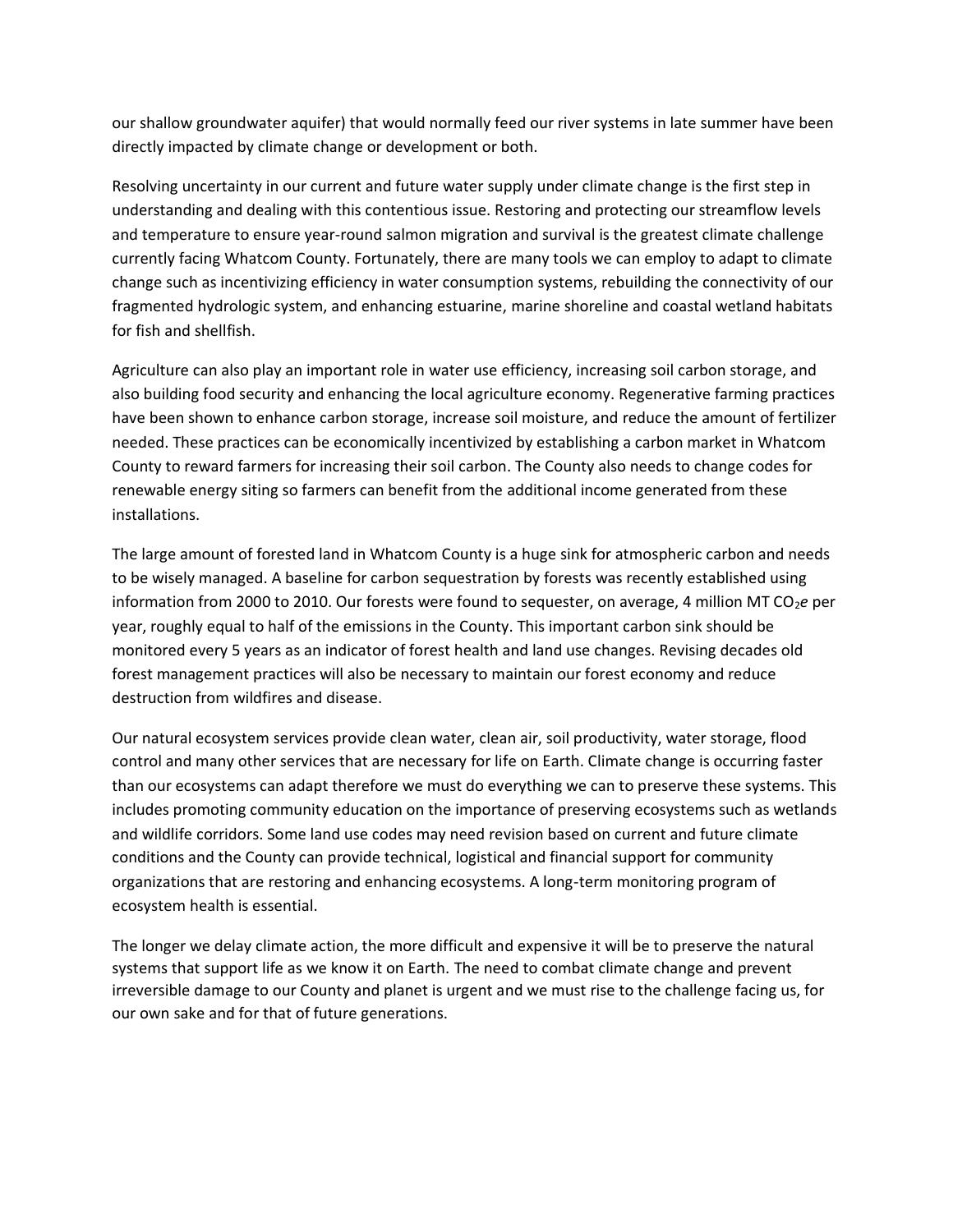our shallow groundwater aquifer) that would normally feed our river systems in late summer have been directly impacted by climate change or development or both.

Resolving uncertainty in our current and future water supply under climate change is the first step in understanding and dealing with this contentious issue. Restoring and protecting our streamflow levels and temperature to ensure year-round salmon migration and survival is the greatest climate challenge currently facing Whatcom County. Fortunately, there are many tools we can employ to adapt to climate change such as incentivizing efficiency in water consumption systems, rebuilding the connectivity of our fragmented hydrologic system, and enhancing estuarine, marine shoreline and coastal wetland habitats for fish and shellfish.

Agriculture can also play an important role in water use efficiency, increasing soil carbon storage, and also building food security and enhancing the local agriculture economy. Regenerative farming practices have been shown to enhance carbon storage, increase soil moisture, and reduce the amount of fertilizer needed. These practices can be economically incentivized by establishing a carbon market in Whatcom County to reward farmers for increasing their soil carbon. The County also needs to change codes for renewable energy siting so farmers can benefit from the additional income generated from these installations.

The large amount of forested land in Whatcom County is a huge sink for atmospheric carbon and needs to be wisely managed. A baseline for carbon sequestration by forests was recently established using information from 2000 to 2010. Our forests were found to sequester, on average, 4 million MT $CO_2e$ per year, roughly equal to half of the emissions in the County. This important carbon sink should be monitored every 5 years as an indicator of forest health and land use changes. Revising decades old forest management practices will also be necessary to maintain our forest economy and reduce destruction from wildfires and disease.

Our natural ecosystem services provide clean water, clean air, soil productivity, water storage, flood control and many other services that are necessary for life on Earth. Climate change is occurring faster than our ecosystems can adapt therefore we must do everything we can to preserve these systems. This includes promoting community education on the importance of preserving ecosystems such as wetlands and wildlife corridors. Some land use codes may need revision based on current and future climate conditions and the County can provide technical, logistical and financial support for community organizations that are restoring and enhancing ecosystems. A long-term monitoring program of ecosystem health is essential.

The longer we delay climate action, the more difficult and expensive it will be to preserve the natural systems that support life as we know it on Earth. The need to combat climate change and prevent irreversible damage to our County and planet is urgent and we must rise to the challenge facing us, for our own sake and for that of future generations.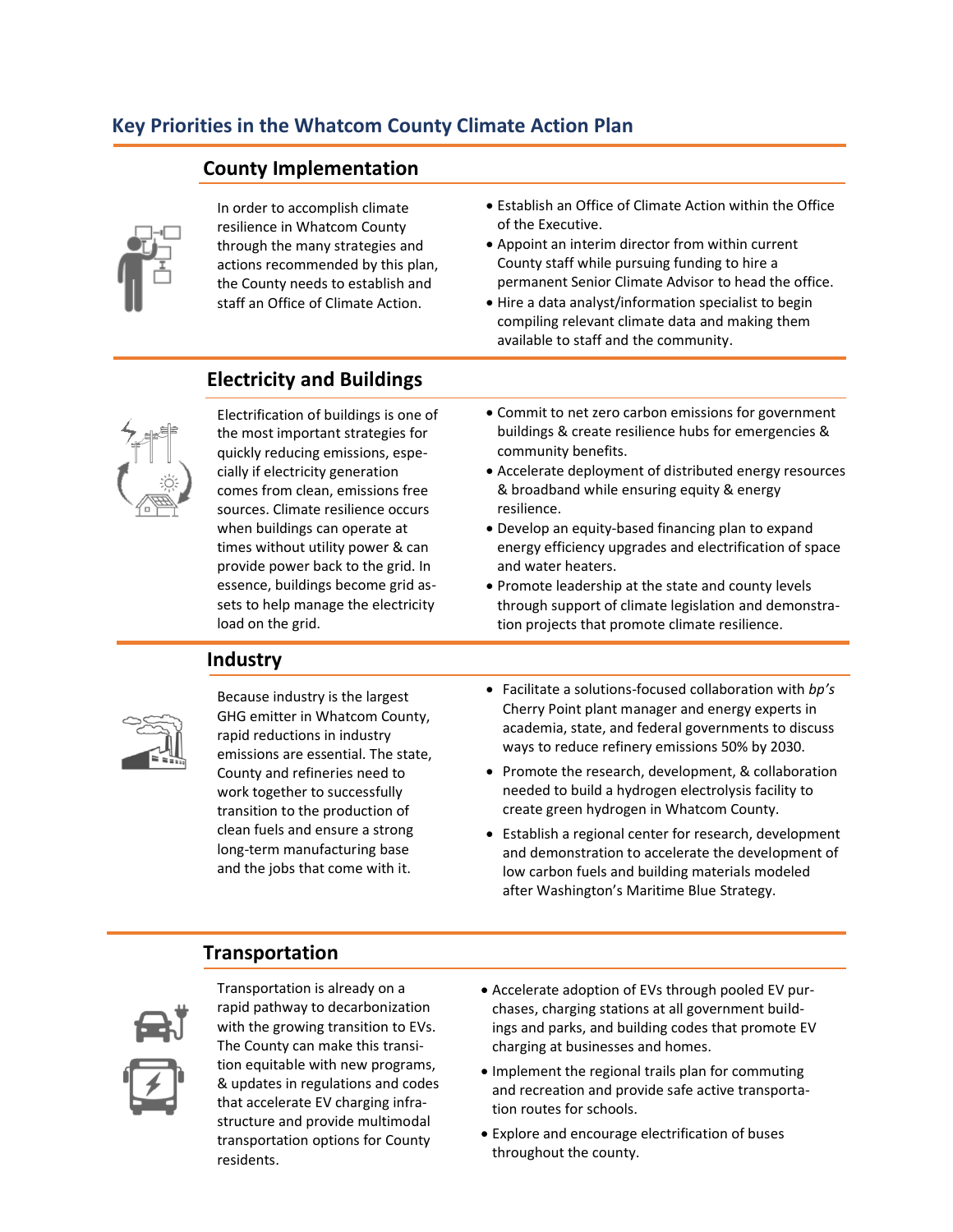# Key Priorities in the Whatcom County Climate Action Plan

## County Implementation

In order to accomplish climate resilience in Whatcom County through the many strategies and actions recommended by this plan, the County needs to establish and staff an Office of Climate Action.

- Establish an Office of Climate Action within the Office of the Executive.
- Appoint an interim director from within current County staff while pursuing funding to hire a permanent Senior Climate Advisor to head the office.
- Hire a data analyst/information specialist to begin compiling relevant climate data and making them available to staff and the community.

## Electricity and Buildings

Electrification of buildings is one of the most important strategies for quickly reducing emissions, especially if electricity generation comes from clean, emissions free sources. Climate resilience occurs when buildings can operate at times without utility power & can provide power back to the grid. In essence, buildings become grid assets to help manage the electricity load on the grid.

- Commit to net zero carbon emissions for government buildings & create resilience hubs for emergencies & community benefits.
- Accelerate deployment of distributed energy resources & broadband while ensuring equity & energy resilience.
- Develop an equity-based financing plan to expand energy efficiency upgrades and electrification of space and water heaters.
- Promote leadership at the state and county levels through support of climate legislation and demonstration projects that promote climate resilience.

## Industry

Because industry is the largest GHG emitter in Whatcom County, rapid reductions in industry emissions are essential. The state, County and refineries need to work together to successfully transition to the production of clean fuels and ensure a strong long-term manufacturing base and the jobs that come with it.

- Facilitate a solutions-focused collaboration with *bp's* Cherry Point plant manager and energy experts in academia, state, and federal governments to discuss ways to reduce refinery emissions 50% by 2030.
- Promote the research, development, & collaboration needed to build a hydrogen electrolysis facility to create green hydrogen in Whatcom County.
- Establish a regional center for research, development and demonstration to accelerate the development of low carbon fuels and building materials modeled after Washington's Maritime Blue Strategy.

## Transportation

Transportation is already on a rapid pathway to decarbonization with the growing transition to EVs. The County can make this transition equitable with new programs, & updates in regulations and codes that accelerate EV charging infrastructure and provide multimodal transportation options for County residents.

- Accelerate adoption of EVs through pooled EV purchases, charging stations at all government buildings and parks, and building codes that promote EV charging at businesses and homes.
- Implement the regional trails plan for commuting and recreation and provide safe active transportation routes for schools.
- Explore and encourage electrification of buses throughout the county.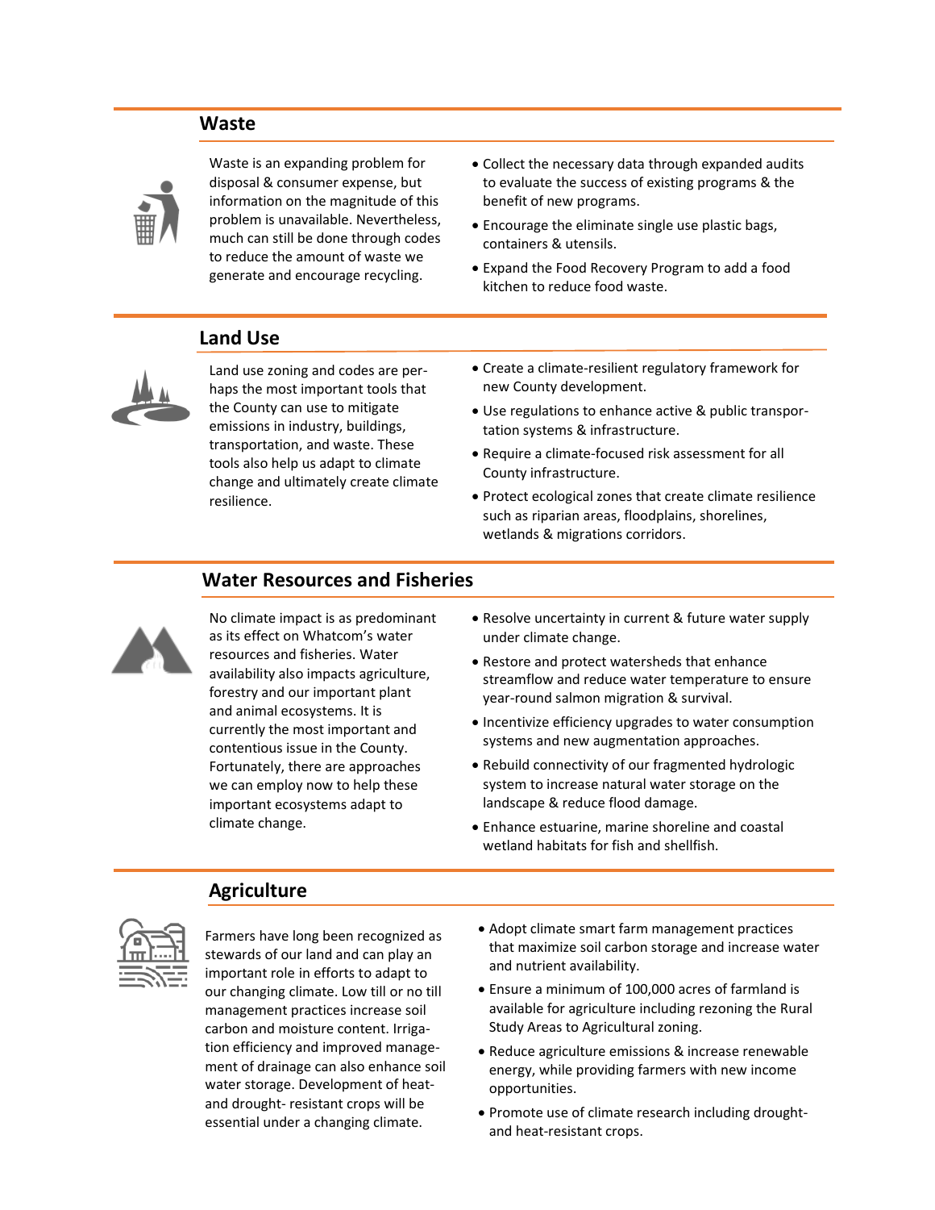## Waste

Waste is an expanding problem for disposal & consumer expense, but information on the magnitude of this problem is unavailable. Nevertheless, much can still be done through codes to reduce the amount of waste we generate and encourage recycling.

- Collect the necessary data through expanded audits to evaluate the success of existing programs & the benefit of new programs.
- Encourage the eliminate single use plastic bags, containers & utensils.
- Expand the Food Recovery Program to add a food kitchen to reduce food waste.

## Land Use

Land use zoning and codes are perhaps the most important tools that the County can use to mitigate emissions in industry, buildings, transportation, and waste. These tools also help us adapt to climate change and ultimately create climate resilience.

- Create a climate-resilient regulatory framework for new County development.
- Use regulations to enhance active & public transportation systems & infrastructure.
- Require a climate-focused risk assessment for all County infrastructure.
- Protect ecological zones that create climate resilience such as riparian areas, floodplains, shorelines, wetlands & migrations corridors.

## Water Resources and Fisheries

No climate impact is as predominant as its effect on Whatcom's water resources and fisheries. Water availability also impacts agriculture, forestry and our important plant and animal ecosystems. It is currently the most important and contentious issue in the County. Fortunately, there are approaches we can employ now to help these important ecosystems adapt to climate change.

- Resolve uncertainty in current & future water supply under climate change.
- Restore and protect watersheds that enhance streamflow and reduce water temperature to ensure year-round salmon migration & survival.
- Incentivize efficiency upgrades to water consumption systems and new augmentation approaches.
- Rebuild connectivity of our fragmented hydrologic system to increase natural water storage on the landscape & reduce flood damage.
- Enhance estuarine, marine shoreline and coastal wetland habitats for fish and shellfish.

## Agriculture

Farmers have long been recognized as stewards of our land and can play an important role in efforts to adapt to our changing climate. Low till or no till management practices increase soil carbon and moisture content. Irrigation efficiency and improved management of drainage can also enhance soil water storage. Development of heat- and drought- resistant crops will be essential under a changing climate.

- Adopt climate smart farm management practices that maximize soil carbon storage and increase water and nutrient availability.
- Ensure a minimum of 100,000 acres of farmland is available for agriculture including rezoning the Rural Study Areas to Agricultural zoning.
- Reduce agriculture emissions & increase renewable energy, while providing farmers with new income opportunities.
- Promote use of climate research including drought- and heat-resistant crops.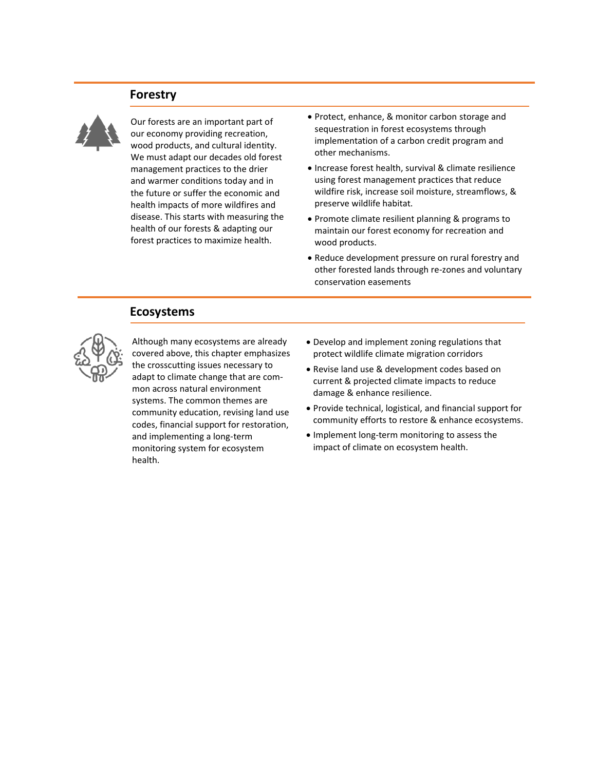## Forestry

Our forests are an important part of our economy providing recreation, wood products, and cultural identity. We must adapt our decades old forest management practices to the drier and warmer conditions today and in the future or suffer the economic and health impacts of more wildfires and disease. This starts with measuring the health of our forests & adapting our forest practices to maximize health.

- Protect, enhance, & monitor carbon storage and sequestration in forest ecosystems through implementation of a carbon credit program and other mechanisms.
- Increase forest health, survival & climate resilience using forest management practices that reduce wildfire risk, increase soil moisture, streamflows, & preserve wildlife habitat.
- Promote climate resilient planning & programs to maintain our forest economy for recreation and wood products.
- Reduce development pressure on rural forestry and other forested lands through re-zones and voluntary conservation easements

## Ecosystems

Although many ecosystems are already covered above, this chapter emphasizes the crosscutting issues necessary to adapt to climate change that are common across natural environment systems. The common themes are community education, revising land use codes, financial support for restoration, and implementing a long-term monitoring system for ecosystem health.

- Develop and implement zoning regulations that protect wildlife climate migration corridors
- Revise land use & development codes based on current & projected climate impacts to reduce damage & enhance resilience.
- Provide technical, logistical, and financial support for community efforts to restore & enhance ecosystems.
- Implement long-term monitoring to assess the impact of climate on ecosystem health.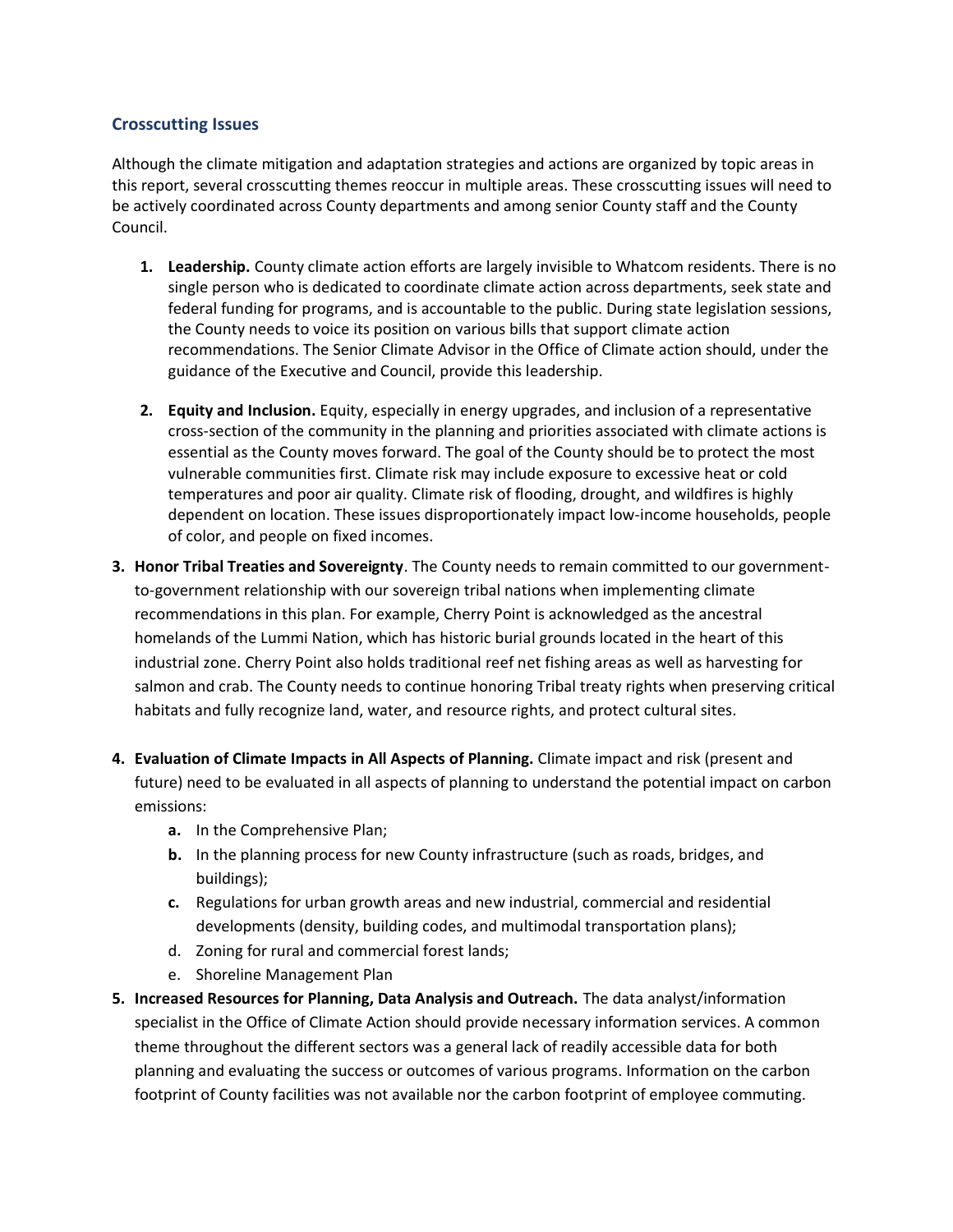## Crosscutting Issues

Although the climate mitigation and adaptation strategies and actions are organized by topic areas in this report, several crosscutting themes reoccur in multiple areas. These crosscutting issues will need to be actively coordinated across County departments and among senior County staff and the County Council.

1. **Leadership.** County climate action efforts are largely invisible to Whatcom residents. There is no single person who is dedicated to coordinate climate action across departments, seek state and federal funding for programs, and is accountable to the public. During state legislation sessions, the County needs to voice its position on various bills that support climate action recommendations. The Senior Climate Advisor in the Office of Climate action should, under the guidance of the Executive and Council, provide this leadership.

2. **Equity and Inclusion.** Equity, especially in energy upgrades, and inclusion of a representative cross-section of the community in the planning and priorities associated with climate actions is essential as the County moves forward. The goal of the County should be to protect the most vulnerable communities first. Climate risk may include exposure to excessive heat or cold temperatures and poor air quality. Climate risk of flooding, drought, and wildfires is highly dependent on location. These issues disproportionately impact low-income households, people of color, and people on fixed incomes.

3. **Honor Tribal Treaties and Sovereignty**. The County needs to remain committed to our government-to-government relationship with our sovereign tribal nations when implementing climate recommendations in this plan. For example, Cherry Point is acknowledged as the ancestral homelands of the Lummi Nation, which has historic burial grounds located in the heart of this industrial zone. Cherry Point also holds traditional reef net fishing areas as well as harvesting for salmon and crab. The County needs to continue honoring Tribal treaty rights when preserving critical habitats and fully recognize land, water, and resource rights, and protect cultural sites.

4. **Evaluation of Climate Impacts in All Aspects of Planning.** Climate impact and risk (present and future) need to be evaluated in all aspects of planning to understand the potential impact on carbon emissions:
   a. In the Comprehensive Plan;
   b. In the planning process for new County infrastructure (such as roads, bridges, and buildings);
   c. Regulations for urban growth areas and new industrial, commercial and residential developments (density, building codes, and multimodal transportation plans);
   d. Zoning for rural and commercial forest lands;
   e. Shoreline Management Plan

5. **Increased Resources for Planning, Data Analysis and Outreach.** The data analyst/information specialist in the Office of Climate Action should provide necessary information services. A common theme throughout the different sectors was a general lack of readily accessible data for both planning and evaluating the success or outcomes of various programs. Information on the carbon footprint of County facilities was not available nor the carbon footprint of employee commuting.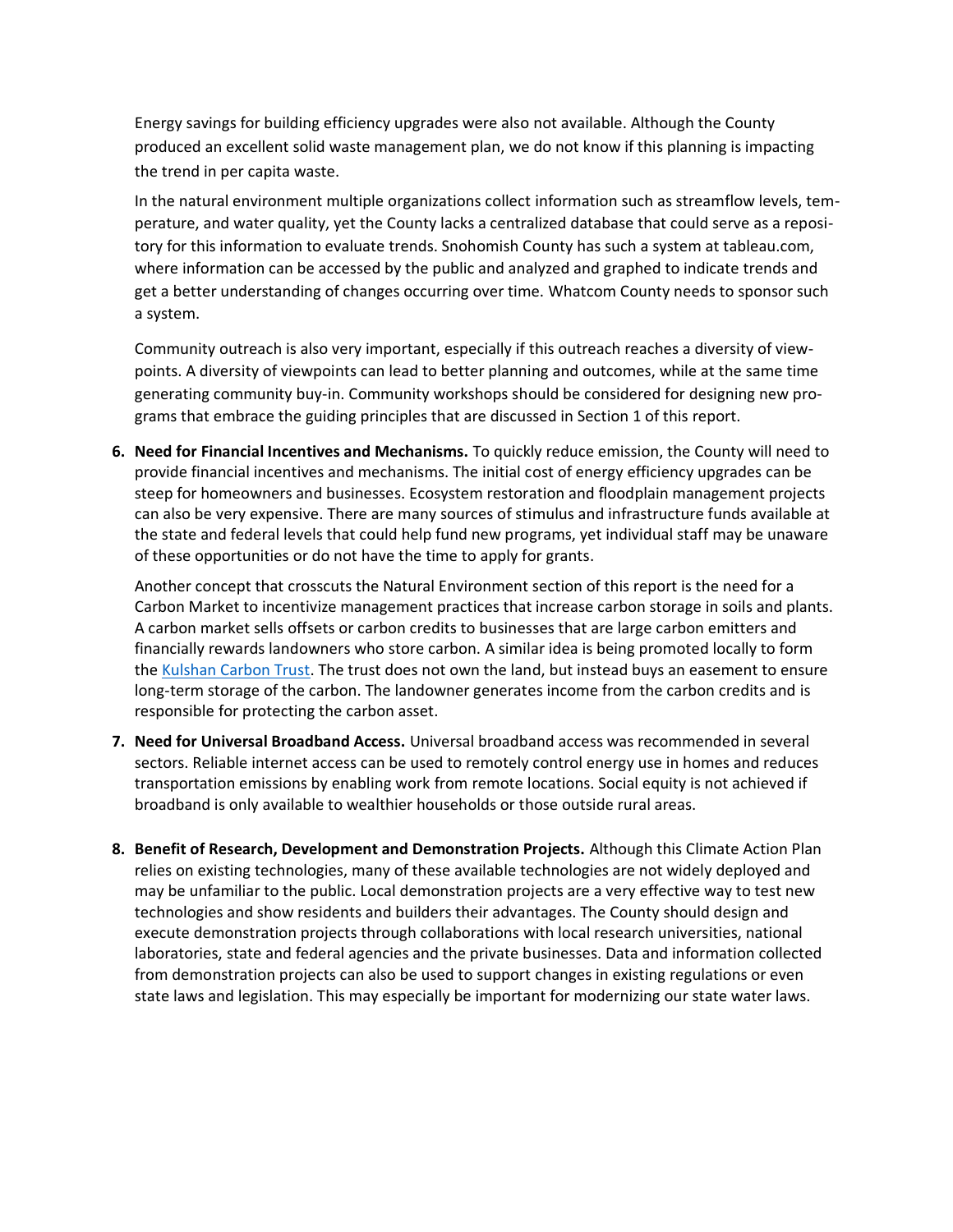Energy savings for building efficiency upgrades were also not available. Although the County produced an excellent solid waste management plan, we do not know if this planning is impacting the trend in per capita waste.

In the natural environment multiple organizations collect information such as streamflow levels, temperature, and water quality, yet the County lacks a centralized database that could serve as a repository for this information to evaluate trends. Snohomish County has such a system at tableau.com, where information can be accessed by the public and analyzed and graphed to indicate trends and get a better understanding of changes occurring over time. Whatcom County needs to sponsor such a system.

Community outreach is also very important, especially if this outreach reaches a diversity of viewpoints. A diversity of viewpoints can lead to better planning and outcomes, while at the same time generating community buy-in. Community workshops should be considered for designing new programs that embrace the guiding principles that are discussed in Section 1 of this report.

6. **Need for Financial Incentives and Mechanisms.** To quickly reduce emission, the County will need to provide financial incentives and mechanisms. The initial cost of energy efficiency upgrades can be steep for homeowners and businesses. Ecosystem restoration and floodplain management projects can also be very expensive. There are many sources of stimulus and infrastructure funds available at the state and federal levels that could help fund new programs, yet individual staff may be unaware of these opportunities or do not have the time to apply for grants.

   Another concept that crosscuts the Natural Environment section of this report is the need for a Carbon Market to incentivize management practices that increase carbon storage in soils and plants. A carbon market sells offsets or carbon credits to businesses that are large carbon emitters and financially rewards landowners who store carbon. A similar idea is being promoted locally to form the Kulshan Carbon Trust. The trust does not own the land, but instead buys an easement to ensure long-term storage of the carbon. The landowner generates income from the carbon credits and is responsible for protecting the carbon asset.

7. **Need for Universal Broadband Access.** Universal broadband access was recommended in several sectors. Reliable internet access can be used to remotely control energy use in homes and reduces transportation emissions by enabling work from remote locations. Social equity is not achieved if broadband is only available to wealthier households or those outside rural areas.

8. **Benefit of Research, Development and Demonstration Projects.** Although this Climate Action Plan relies on existing technologies, many of these available technologies are not widely deployed and may be unfamiliar to the public. Local demonstration projects are a very effective way to test new technologies and show residents and builders their advantages. The County should design and execute demonstration projects through collaborations with local research universities, national laboratories, state and federal agencies and the private businesses. Data and information collected from demonstration projects can also be used to support changes in existing regulations or even state laws and legislation. This may especially be important for modernizing our state water laws.